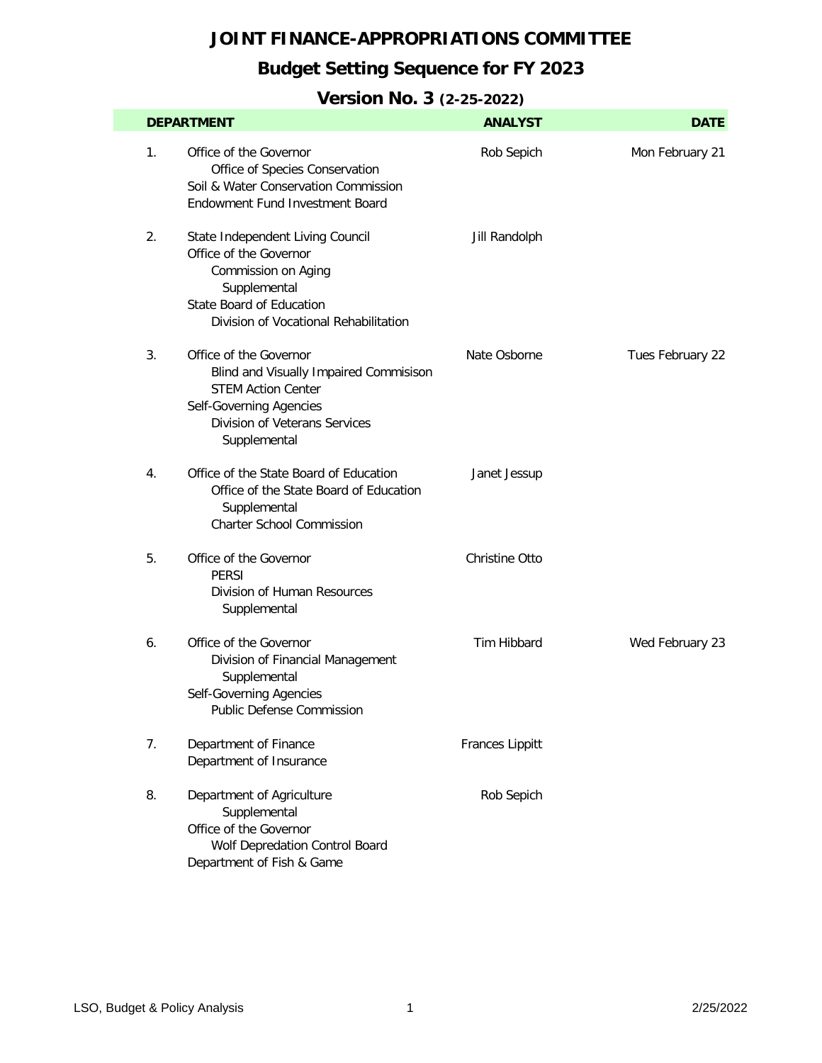# JOINT FINANCE-APPROPRIATIONS COMMITTEE

## Budget Setting Sequence for FY 2023

### Version No. 3 (2-25-2022)

| | DEPARTMENT | ANALYST | DATE |
|---|---|---|---|
| 1. | Office of the Governor<br>Office of Species Conservation<br>Soil & Water Conservation Commission<br>Endowment Fund Investment Board | Rob Sepich | Mon February 21 |
| 2. | State Independent Living Council<br>Office of the Governor<br>Commission on Aging<br>Supplemental<br>State Board of Education<br>Division of Vocational Rehabilitation | Jill Randolph | |
| 3. | Office of the Governor<br>Blind and Visually Impaired Commisison<br>STEM Action Center<br>Self-Governing Agencies<br>Division of Veterans Services<br>Supplemental | Nate Osborne | Tues February 22 |
| 4. | Office of the State Board of Education<br>Office of the State Board of Education<br>Supplemental<br>Charter School Commission | Janet Jessup | |
| 5. | Office of the Governor<br>PERSI<br>Division of Human Resources<br>Supplemental | Christine Otto | |
| 6. | Office of the Governor<br>Division of Financial Management<br>Supplemental<br>Self-Governing Agencies<br>Public Defense Commission | Tim Hibbard | Wed February 23 |
| 7. | Department of Finance<br>Department of Insurance | Frances Lippitt | |
| 8. | Department of Agriculture<br>Supplemental<br>Office of the Governor<br>Wolf Depredation Control Board<br>Department of Fish & Game | Rob Sepich | |

LSO, Budget & Policy Analysis 2/25/2022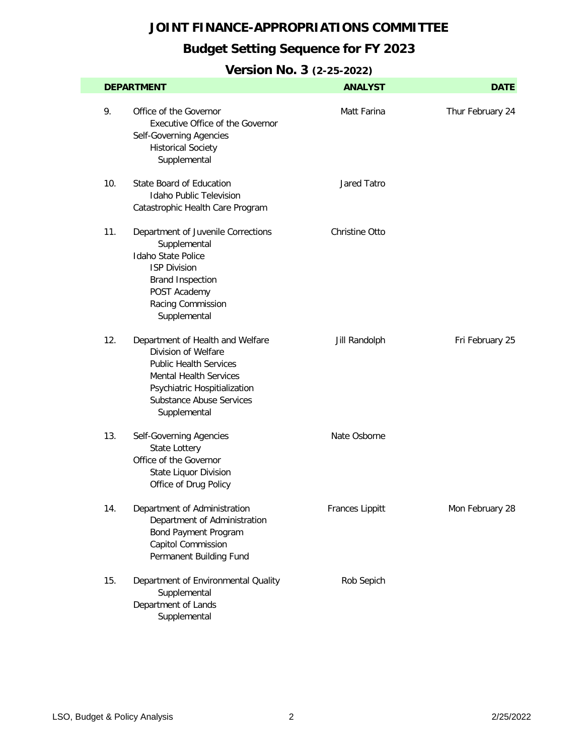# JOINT FINANCE-APPROPRIATIONS COMMITTEE

## Budget Setting Sequence for FY 2023

### Version No. 3 (2-25-2022)

| | DEPARTMENT | ANALYST | DATE |
|---|---|---|---|
| 9. | Office of the Governor<br>Executive Office of the Governor<br>Self-Governing Agencies<br>Historical Society<br>Supplemental | Matt Farina | Thur February 24 |
| 10. | State Board of Education<br>Idaho Public Television<br>Catastrophic Health Care Program | Jared Tatro | |
| 11. | Department of Juvenile Corrections<br>Supplemental<br>Idaho State Police<br>ISP Division<br>Brand Inspection<br>POST Academy<br>Racing Commission<br>Supplemental | Christine Otto | |
| 12. | Department of Health and Welfare<br>Division of Welfare<br>Public Health Services<br>Mental Health Services<br>Psychiatric Hospitialization<br>Substance Abuse Services<br>Supplemental | Jill Randolph | Fri February 25 |
| 13. | Self-Governing Agencies<br>State Lottery<br>Office of the Governor<br>State Liquor Division<br>Office of Drug Policy | Nate Osborne | |
| 14. | Department of Administration<br>Department of Administration<br>Bond Payment Program<br>Capitol Commission<br>Permanent Building Fund | Frances Lippitt | Mon February 28 |
| 15. | Department of Environmental Quality<br>Supplemental<br>Department of Lands<br>Supplemental | Rob Sepich | |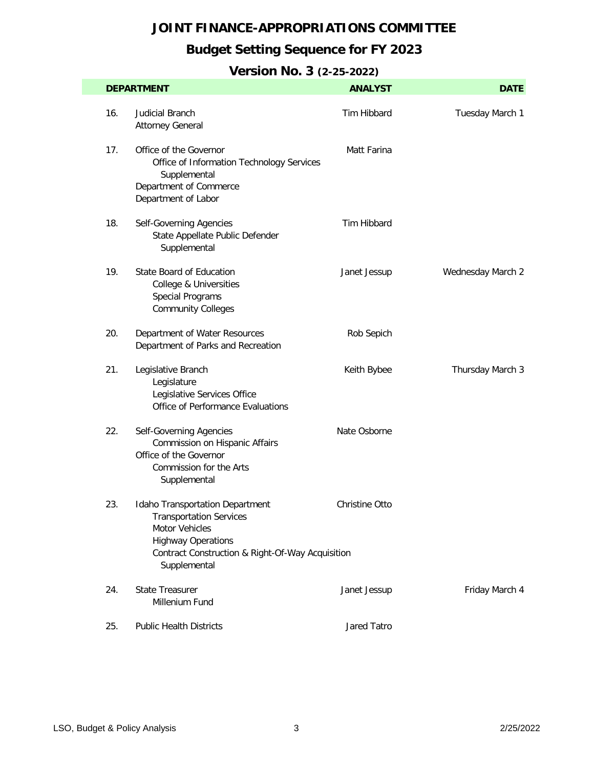# JOINT FINANCE-APPROPRIATIONS COMMITTEE

## Budget Setting Sequence for FY 2023

### Version No. 3 (2-25-2022)

| | DEPARTMENT | ANALYST | DATE |
|---|---|---|---|
| 16. | Judicial Branch<br>Attorney General | Tim Hibbard | Tuesday March 1 |
| 17. | Office of the Governor<br>Office of Information Technology Services<br>Supplemental<br>Department of Commerce<br>Department of Labor | Matt Farina | |
| 18. | Self-Governing Agencies<br>State Appellate Public Defender<br>Supplemental | Tim Hibbard | |
| 19. | State Board of Education<br>College & Universities<br>Special Programs<br>Community Colleges | Janet Jessup | Wednesday March 2 |
| 20. | Department of Water Resources<br>Department of Parks and Recreation | Rob Sepich | |
| 21. | Legislative Branch<br>Legislature<br>Legislative Services Office<br>Office of Performance Evaluations | Keith Bybee | Thursday March 3 |
| 22. | Self-Governing Agencies<br>Commission on Hispanic Affairs<br>Office of the Governor<br>Commission for the Arts<br>Supplemental | Nate Osborne | |
| 23. | Idaho Transportation Department<br>Transportation Services<br>Motor Vehicles<br>Highway Operations<br>Contract Construction & Right-Of-Way Acquisition<br>Supplemental | Christine Otto | |
| 24. | State Treasurer<br>Millenium Fund | Janet Jessup | Friday March 4 |
| 25. | Public Health Districts | Jared Tatro | |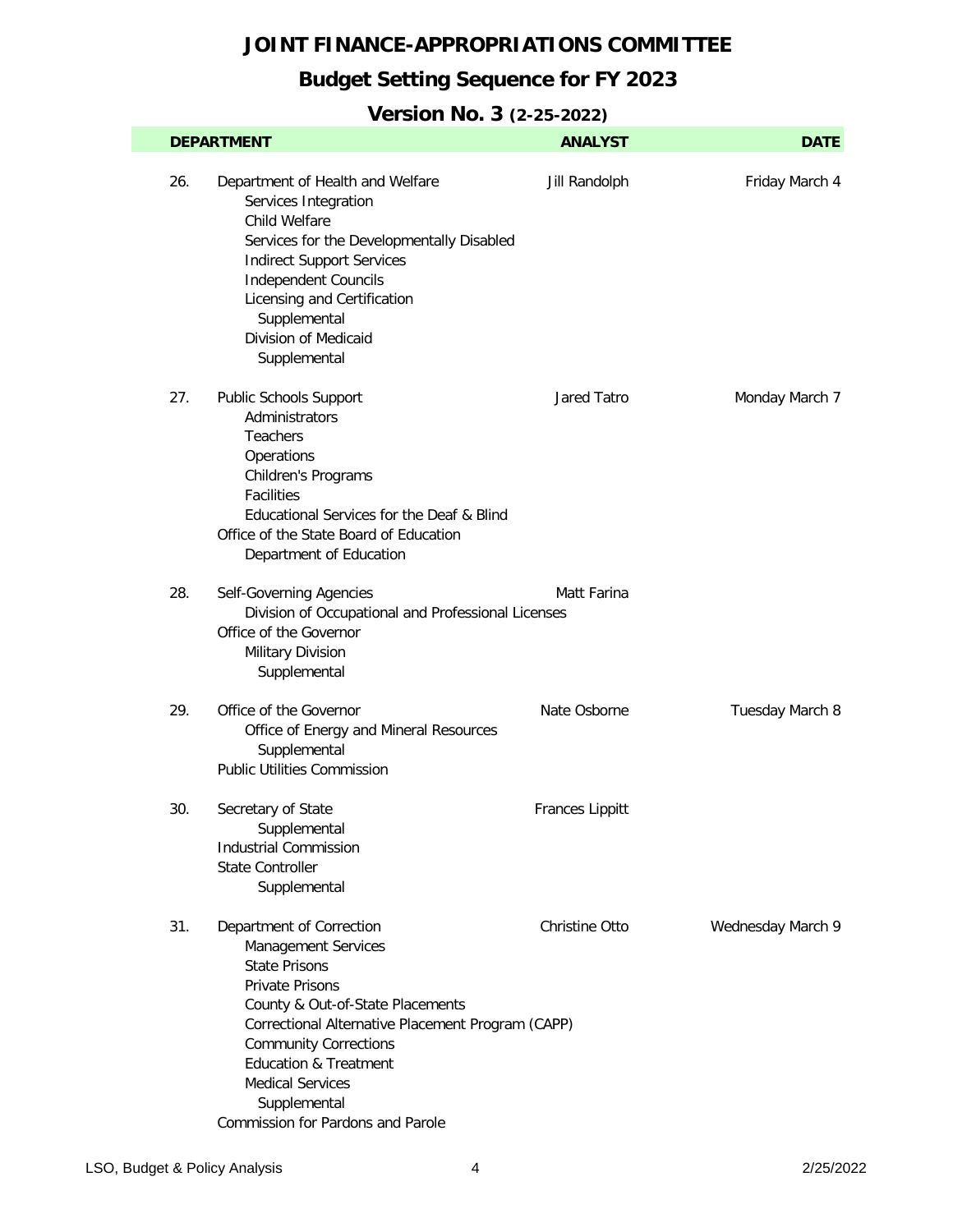# JOINT FINANCE-APPROPRIATIONS COMMITTEE

## Budget Setting Sequence for FY 2023

### Version No. 3 (2-25-2022)

| | DEPARTMENT | ANALYST | DATE |
|---|---|---|---|
| 26. | Department of Health and Welfare | Jill Randolph | Friday March 4 |
| | Services Integration | | |
| | Child Welfare | | |
| | Services for the Developmentally Disabled | | |
| | Indirect Support Services | | |
| | Independent Councils | | |
| | Licensing and Certification | | |
| | Supplemental | | |
| | Division of Medicaid | | |
| | Supplemental | | |
| 27. | Public Schools Support | Jared Tatro | Monday March 7 |
| | Administrators | | |
| | Teachers | | |
| | Operations | | |
| | Children's Programs | | |
| | Facilities | | |
| | Educational Services for the Deaf & Blind | | |
| | Office of the State Board of Education | | |
| | Department of Education | | |
| 28. | Self-Governing Agencies | Matt Farina | |
| | Division of Occupational and Professional Licenses | | |
| | Office of the Governor | | |
| | Military Division | | |
| | Supplemental | | |
| 29. | Office of the Governor | Nate Osborne | Tuesday March 8 |
| | Office of Energy and Mineral Resources | | |
| | Supplemental | | |
| | Public Utilities Commission | | |
| 30. | Secretary of State | Frances Lippitt | |
| | Supplemental | | |
| | Industrial Commission | | |
| | State Controller | | |
| | Supplemental | | |
| 31. | Department of Correction | Christine Otto | Wednesday March 9 |
| | Management Services | | |
| | State Prisons | | |
| | Private Prisons | | |
| | County & Out-of-State Placements | | |
| | Correctional Alternative Placement Program (CAPP) | | |
| | Community Corrections | | |
| | Education & Treatment | | |
| | Medical Services | | |
| | Supplemental | | |
| | Commission for Pardons and Parole | | |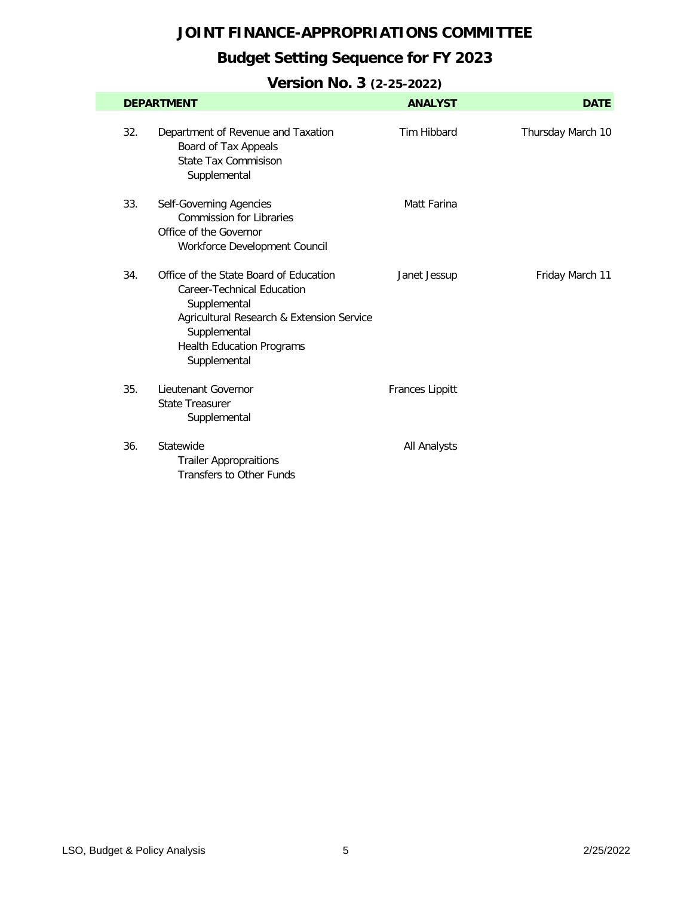# JOINT FINANCE-APPROPRIATIONS COMMITTEE

## Budget Setting Sequence for FY 2023

### Version No. 3 (2-25-2022)

| | DEPARTMENT | ANALYST | DATE |
|---|---|---|---|
| 32. | Department of Revenue and Taxation | Tim Hibbard | Thursday March 10 |
| | Board of Tax Appeals | | |
| | State Tax Commisison | | |
| | Supplemental | | |
| 33. | Self-Governing Agencies | Matt Farina | |
| | Commission for Libraries | | |
| | Office of the Governor | | |
| | Workforce Development Council | | |
| 34. | Office of the State Board of Education | Janet Jessup | Friday March 11 |
| | Career-Technical Education | | |
| | Supplemental | | |
| | Agricultural Research & Extension Service | | |
| | Supplemental | | |
| | Health Education Programs | | |
| | Supplemental | | |
| 35. | Lieutenant Governor | Frances Lippitt | |
| | State Treasurer | | |
| | Supplemental | | |
| 36. | Statewide | All Analysts | |
| | Trailer Appropraitions | | |
| | Transfers to Other Funds | | |

LSO, Budget & Policy Analysis 2/25/2022